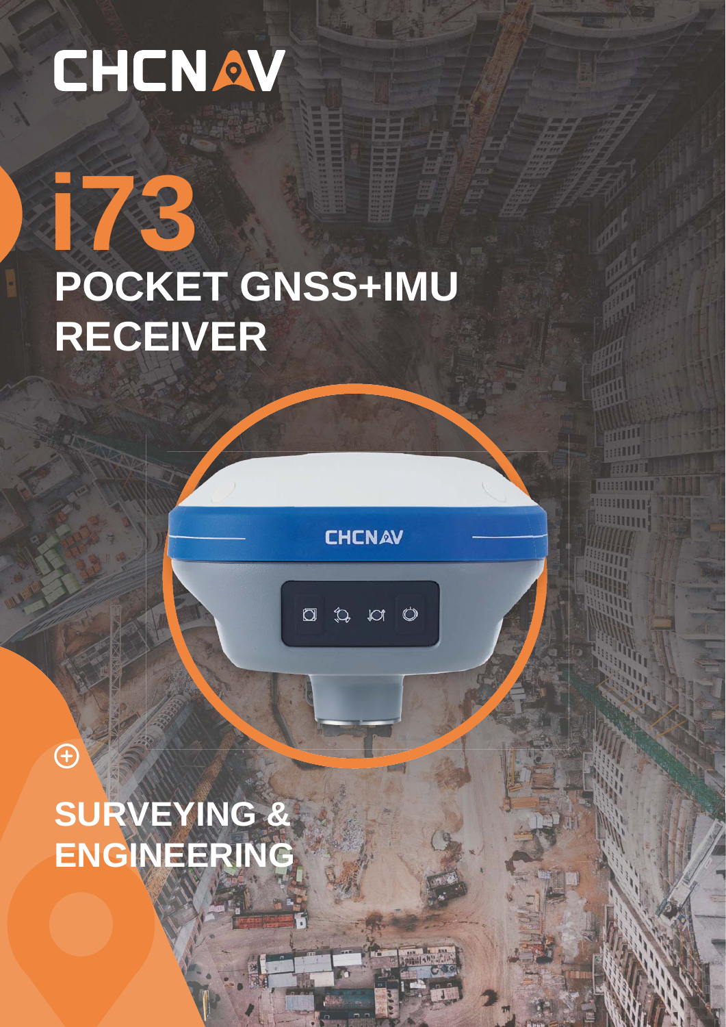CHCNAV

# i73

## POCKET GNSS+IMU RECEIVER

## SURVEYING & ENGINEERING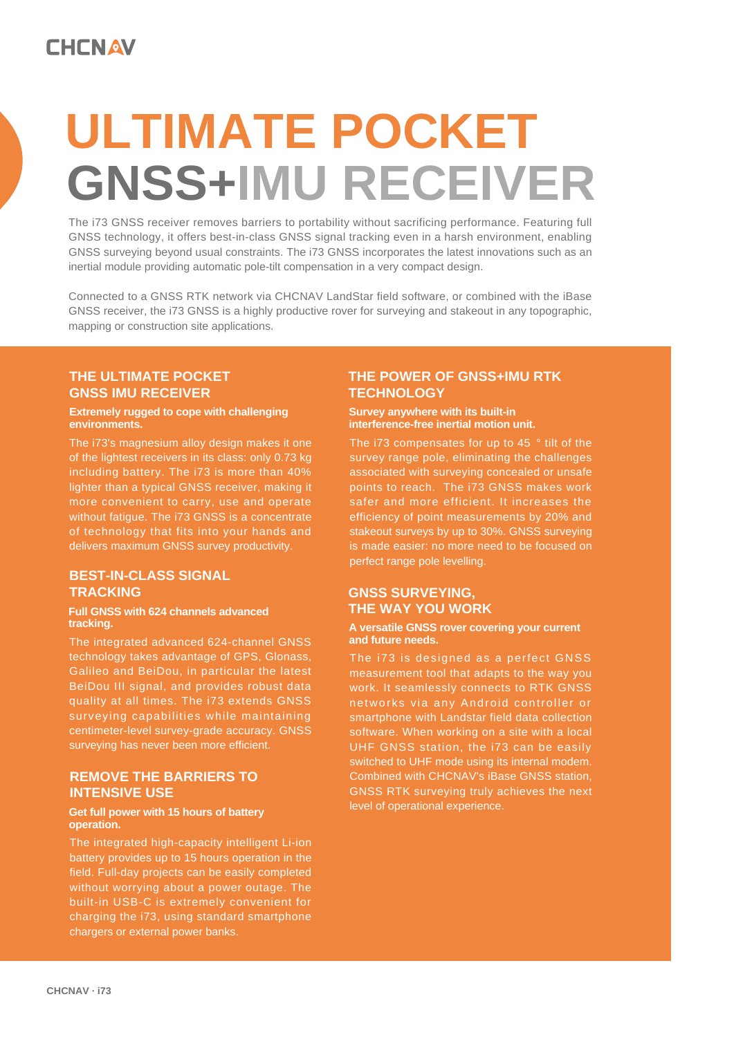# ULTIMATE POCKET GNSS+IMU RECEIVER

The i73 GNSS receiver removes barriers to portability without sacrificing performance. Featuring full GNSS technology, it offers best-in-class GNSS signal tracking even in a harsh environment, enabling GNSS surveying beyond usual constraints. The i73 GNSS incorporates the latest innovations such as an inertial module providing automatic pole-tilt compensation in a very compact design.

Connected to a GNSS RTK network via CHCNAV LandStar field software, or combined with the iBase GNSS receiver, the i73 GNSS is a highly productive rover for surveying and stakeout in any topographic, mapping or construction site applications.

## THE ULTIMATE POCKET GNSS IMU RECEIVER

**Extremely rugged to cope with challenging environments.**

The i73's magnesium alloy design makes it one of the lightest receivers in its class: only 0.73 kg including battery. The i73 is more than 40% lighter than a typical GNSS receiver, making it more convenient to carry, use and operate without fatigue. The i73 GNSS is a concentrate of technology that fits into your hands and delivers maximum GNSS survey productivity.

## BEST-IN-CLASS SIGNAL TRACKING

**Full GNSS with 624 channels advanced tracking.**

The integrated advanced 624-channel GNSS technology takes advantage of GPS, Glonass, Galileo and BeiDou, in particular the latest BeiDou III signal, and provides robust data quality at all times. The i73 extends GNSS surveying capabilities while maintaining centimeter-level survey-grade accuracy. GNSS surveying has never been more efficient.

## REMOVE THE BARRIERS TO INTENSIVE USE

**Get full power with 15 hours of battery operation.**

The integrated high-capacity intelligent Li-ion battery provides up to 15 hours operation in the field. Full-day projects can be easily completed without worrying about a power outage. The built-in USB-C is extremely convenient for charging the i73, using standard smartphone chargers or external power banks.

## THE POWER OF GNSS+IMU RTK TECHNOLOGY

**Survey anywhere with its built-in interference-free inertial motion unit.**

The i73 compensates for up to 45 ° tilt of the survey range pole, eliminating the challenges associated with surveying concealed or unsafe points to reach. The i73 GNSS makes work safer and more efficient. It increases the efficiency of point measurements by 20% and stakeout surveys by up to 30%. GNSS surveying is made easier: no more need to be focused on perfect range pole levelling.

## GNSS SURVEYING, THE WAY YOU WORK

**A versatile GNSS rover covering your current and future needs.**

The i73 is designed as a perfect GNSS measurement tool that adapts to the way you work. It seamlessly connects to RTK GNSS networks via any Android controller or smartphone with Landstar field data collection software. When working on a site with a local UHF GNSS station, the i73 can be easily switched to UHF mode using its internal modem. Combined with CHCNAV's iBase GNSS station, GNSS RTK surveying truly achieves the next level of operational experience.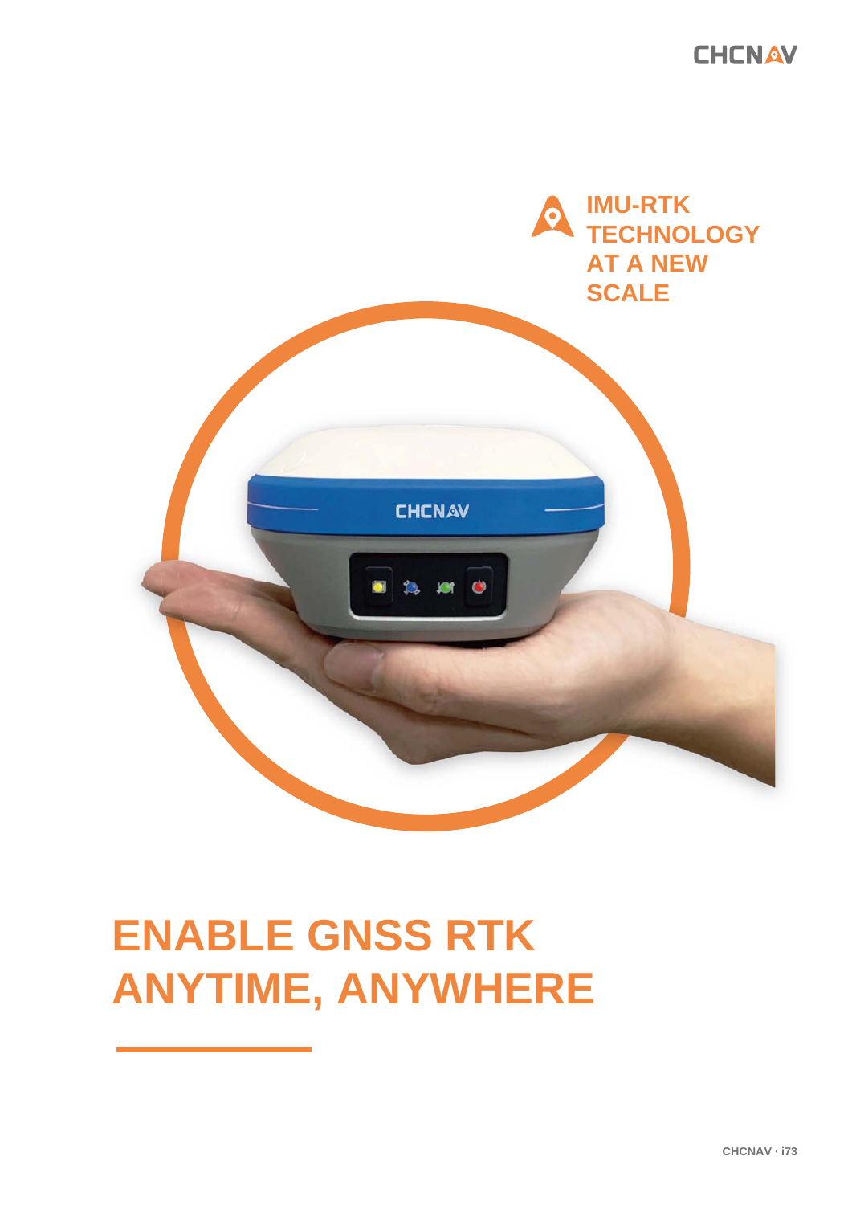IMU-RTK TECHNOLOGY AT A NEW SCALE

# ENABLE GNSS RTK ANYTIME, ANYWHERE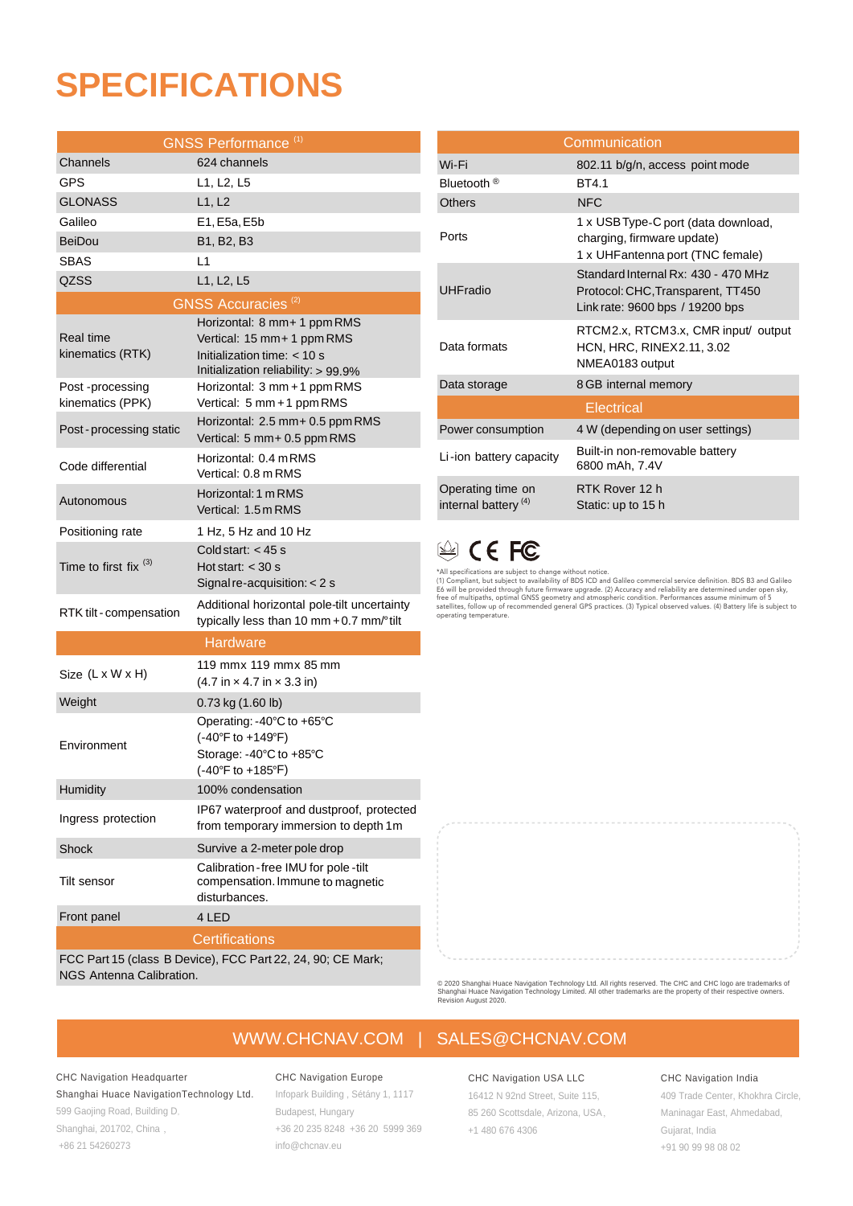# SPECIFICATIONS

| GNSS Performance [1] | |
|---|---|
| Channels | 624 channels |
| GPS | L1, L2, L5 |
| GLONASS | L1, L2 |
| Galileo | E1, E5a, E5b |
| BeiDou | B1, B2, B3 |
| SBAS | L1 |
| QZSS | L1, L2, L5 |
| **GNSS Accuracies [2]** | |
| Real time kinematics (RTK) | Horizontal: 8 mm + 1 ppm RMS<br>Vertical: 15 mm + 1 ppm RMS<br>Initialization time: < 10 s<br>Initialization reliability: > 99.9% |
| Post-processing kinematics (PPK) | Horizontal: 3 mm + 1 ppm RMS<br>Vertical: 5 mm + 1 ppm RMS |
| Post-processing static | Horizontal: 2.5 mm + 0.5 ppm RMS<br>Vertical: 5 mm + 0.5 ppm RMS |
| Code differential | Horizontal: 0.4 m RMS<br>Vertical: 0.8 m RMS |
| Autonomous | Horizontal: 1 m RMS<br>Vertical: 1.5 m RMS |
| Positioning rate | 1 Hz, 5 Hz and 10 Hz |
| Time to first fix [3] | Cold start: < 45 s<br>Hot start: < 30 s<br>Signal re-acquisition: < 2 s |
| RTK tilt-compensation | Additional horizontal pole-tilt uncertainty typically less than 10 mm + 0.7 mm/° tilt |
| **Hardware** | |
| Size (L x W x H) | 119 mm x 119 mm x 85 mm<br>(4.7 in × 4.7 in × 3.3 in) |
| Weight | 0.73 kg (1.60 lb) |
| Environment | Operating: -40°C to +65°C<br>(-40°F to +149°F)<br>Storage: -40°C to +85°C<br>(-40°F to +185°F) |
| Humidity | 100% condensation |
| Ingress protection | IP67 waterproof and dustproof, protected from temporary immersion to depth 1 m |
| Shock | Survive a 2-meter pole drop |
| Tilt sensor | Calibration-free IMU for pole-tilt compensation. Immune to magnetic disturbances. |
| Front panel | 4 LED |
| **Certifications** | |
| FCC Part 15 (class B Device), FCC Part 22, 24, 90; CE Mark; NGS Antenna Calibration. | |

| Communication | |
|---|---|
| Wi-Fi | 802.11 b/g/n, access point mode |
| Bluetooth ® | BT4.1 |
| Others | NFC |
| Ports | 1 x USB Type-C port (data download, charging, firmware update)<br>1 x UHF antenna port (TNC female) |
| UHF radio | Standard Internal Rx: 430 - 470 MHz<br>Protocol: CHC, Transparent, TT450<br>Link rate: 9600 bps / 19200 bps |
| Data formats | RTCM2.x, RTCM3.x, CMR input/ output<br>HCN, HRC, RINEX2.11, 3.02<br>NMEA0183 output |
| Data storage | 8 GB internal memory |
| **Electrical** | |
| Power consumption | 4 W (depending on user settings) |
| Li-ion battery capacity | Built-in non-removable battery<br>6800 mAh, 7.4V |
| Operating time on internal battery [4] | RTK Rover 12 h<br>Static: up to 15 h |

*All specifications are subject to change without notice.
(1) Compliant, but subject to availability of BDS ICD and Galileo commercial service definition. BDS B3 and Galileo E6 will be provided through future firmware upgrade. (2) Accuracy and reliability are determined under open sky, free of multipaths, optimal GNSS geometry and atmospheric condition. Performances assume minimum of 5 satellites, follow up of recommended general GPS practices. (3) Typical observed values. (4) Battery life is subject to operating temperature.

© 2020 Shanghai Huace Navigation Technology Ltd. All rights reserved. The CHC and CHC logo are trademarks of Shanghai Huace Navigation Technology Limited. All other trademarks are the property of their respective owners. Revision August 2020.

WWW.CHCNAV.COM | SALES@CHCNAV.COM

CHC Navigation Headquarter
Shanghai Huace Navigation Technology Ltd.
599 Gaojing Road, Building D.
Shanghai, 201702, China ,
+86 21 54260273

CHC Navigation Europe
Infopark Building , Sétány 1, 1117
Budapest, Hungary
+36 20 235 8248 +36 20 5999 369
info@chcnav.eu

CHC Navigation USA LLC
16412 N 92nd Street, Suite 115,
85 260 Scottsdale, Arizona, USA ,
+1 480 676 4306

CHC Navigation India
409 Trade Center, Khokhra Circle,
Maninagar East, Ahmedabad,
Gujarat, India
+91 90 99 98 08 02